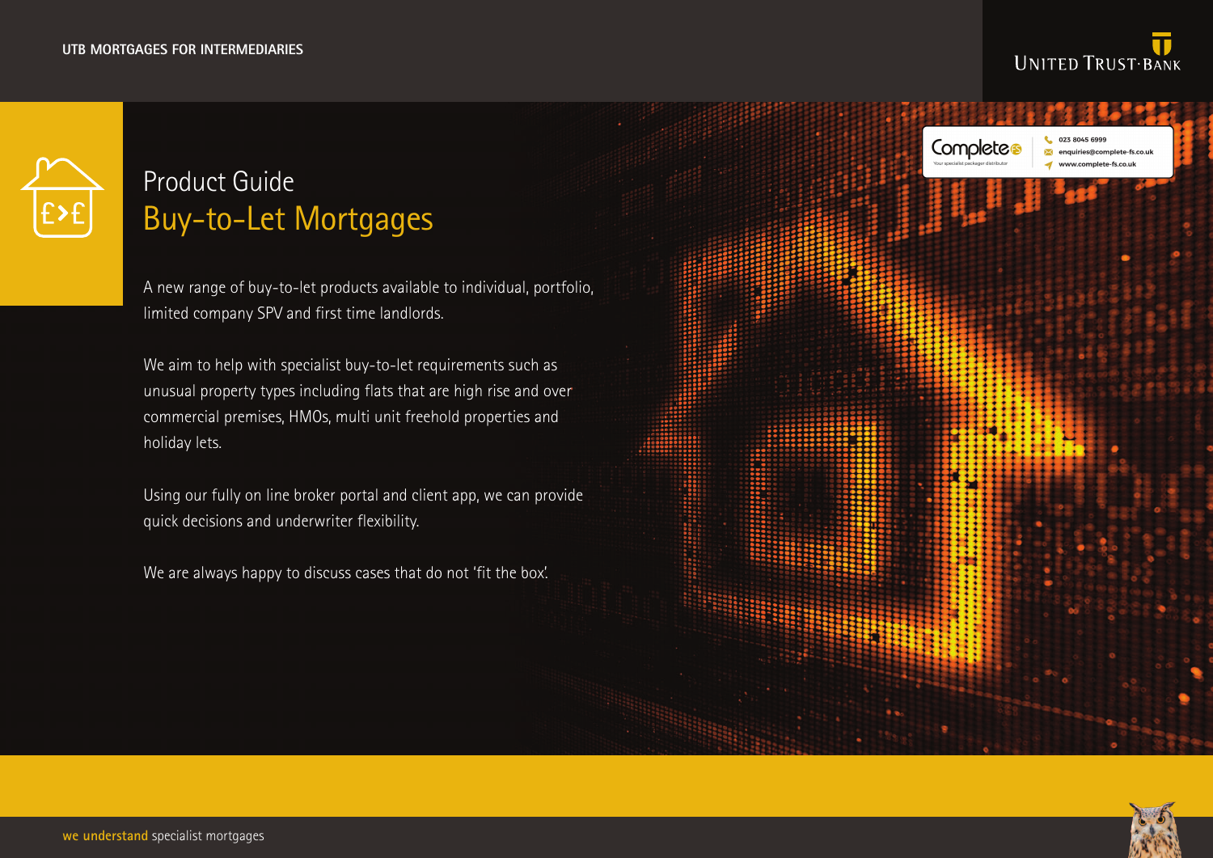UTB MORTGAGES FOR INTERMEDIARIES

UNITED TRUST·BANK

Complete — Your specialist packager distributor
023 8045 6999
enquiries@complete-fs.co.uk
www.complete-fs.co.uk

# Product Guide
## Buy-to-Let Mortgages

A new range of buy-to-let products available to individual, portfolio, limited company SPV and first time landlords.

We aim to help with specialist buy-to-let requirements such as unusual property types including flats that are high rise and over commercial premises, HMOs, multi unit freehold properties and holiday lets.

Using our fully on line broker portal and client app, we can provide quick decisions and underwriter flexibility.

We are always happy to discuss cases that do not 'fit the box'.

we understand specialist mortgages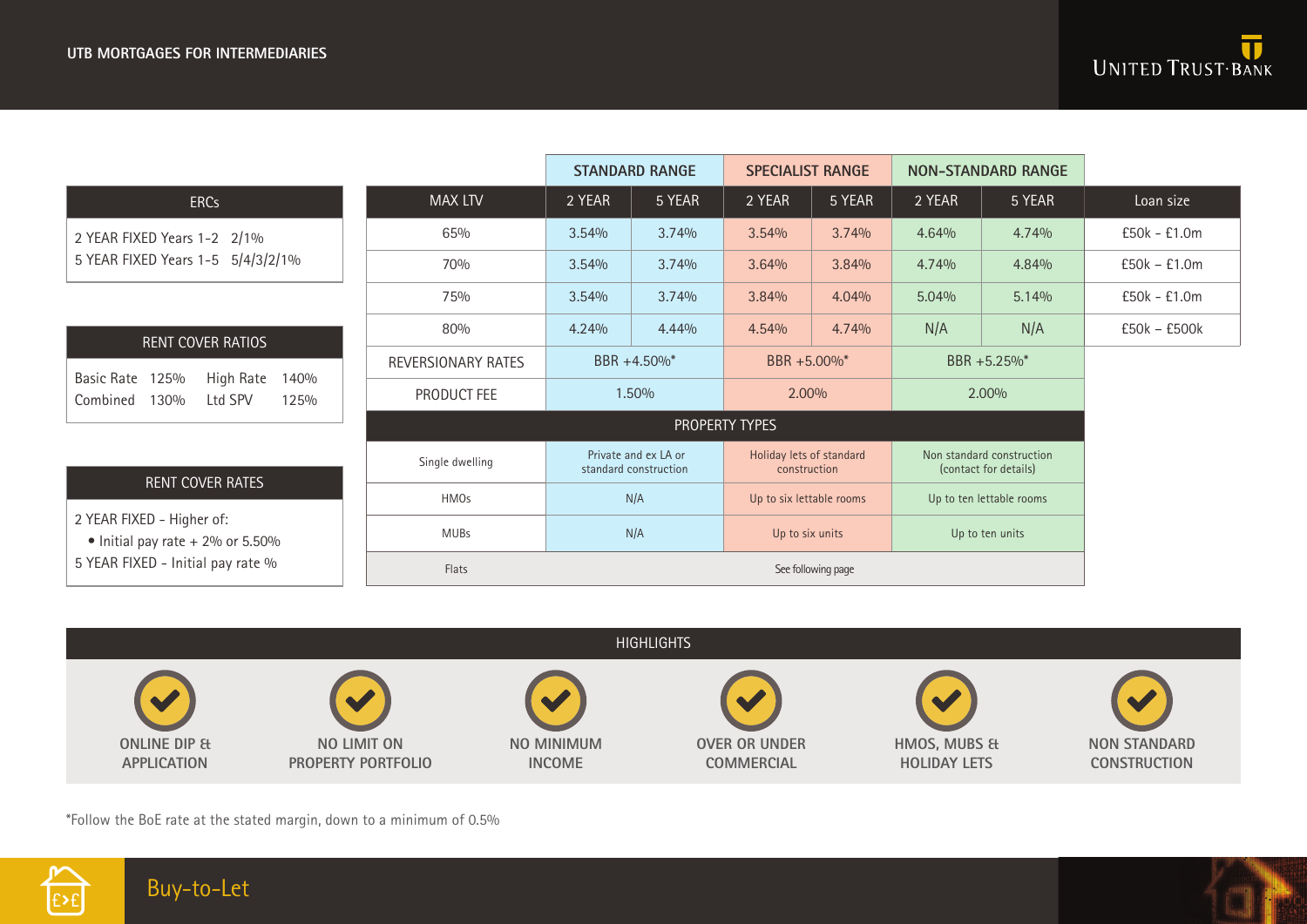| ERCs |
| --- |
| 2 YEAR FIXED Years 1-2 2/1% |
| 5 YEAR FIXED Years 1-5 5/4/3/2/1% |

| RENT COVER RATIOS | | | |
| --- | --- | --- | --- |
| Basic Rate | 125% | High Rate | 140% |
| Combined | 130% | Ltd SPV | 125% |

| RENT COVER RATES |
| --- |
| 2 YEAR FIXED - Higher of: |
| • Initial pay rate + 2% or 5.50% |
| 5 YEAR FIXED - Initial pay rate % |

| | STANDARD RANGE | | SPECIALIST RANGE | | NON-STANDARD RANGE | | |
| --- | --- | --- | --- | --- | --- | --- | --- |
| MAX LTV | 2 YEAR | 5 YEAR | 2 YEAR | 5 YEAR | 2 YEAR | 5 YEAR | Loan size |
| 65% | 3.54% | 3.74% | 3.54% | 3.74% | 4.64% | 4.74% | £50k - £1.0m |
| 70% | 3.54% | 3.74% | 3.64% | 3.84% | 4.74% | 4.84% | £50k - £1.0m |
| 75% | 3.54% | 3.74% | 3.84% | 4.04% | 5.04% | 5.14% | £50k - £1.0m |
| 80% | 4.24% | 4.44% | 4.54% | 4.74% | N/A | N/A | £50k – £500k |
| REVERSIONARY RATES | BBR +4.50%* | | BBR +5.00%* | | BBR +5.25%* | | |
| PRODUCT FEE | 1.50% | | 2.00% | | 2.00% | | |
| PROPERTY TYPES | | | | | | | |
| Single dwelling | Private and ex LA or standard construction | | Holiday lets of standard construction | | Non standard construction (contact for details) | | |
| HMOs | N/A | | Up to six lettable rooms | | Up to ten lettable rooms | | |
| MUBs | N/A | | Up to six units | | Up to ten units | | |
| Flats | See following page | | | | | | |

## HIGHLIGHTS

- ONLINE DIP & APPLICATION
- NO LIMIT ON PROPERTY PORTFOLIO
- NO MINIMUM INCOME
- OVER OR UNDER COMMERCIAL
- HMOS, MUBS & HOLIDAY LETS
- NON STANDARD CONSTRUCTION

*Follow the BoE rate at the stated margin, down to a minimum of 0.5%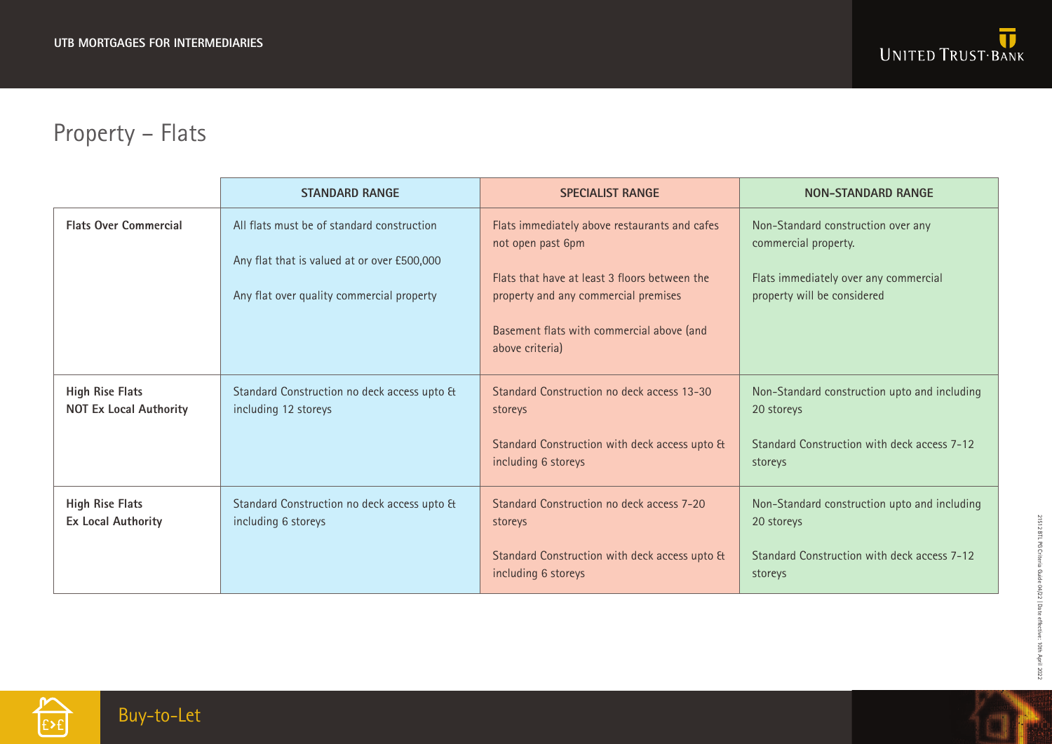# Property – Flats

| | STANDARD RANGE | SPECIALIST RANGE | NON-STANDARD RANGE |
|---|---|---|---|
| **Flats Over Commercial** | All flats must be of standard construction<br><br>Any flat that is valued at or over £500,000<br><br>Any flat over quality commercial property | Flats immediately above restaurants and cafes not open past 6pm<br><br>Flats that have at least 3 floors between the property and any commercial premises<br><br>Basement flats with commercial above (and above criteria) | Non-Standard construction over any commercial property.<br><br>Flats immediately over any commercial property will be considered |
| **High Rise Flats NOT Ex Local Authority** | Standard Construction no deck access upto & including 12 storeys | Standard Construction no deck access 13-30 storeys<br><br>Standard Construction with deck access upto & including 6 storeys | Non-Standard construction upto and including 20 storeys<br><br>Standard Construction with deck access 7-12 storeys |
| **High Rise Flats Ex Local Authority** | Standard Construction no deck access upto & including 6 storeys | Standard Construction no deck access 7-20 storeys<br><br>Standard Construction with deck access upto & including 6 storeys | Non-Standard construction upto and including 20 storeys<br><br>Standard Construction with deck access 7-12 storeys |